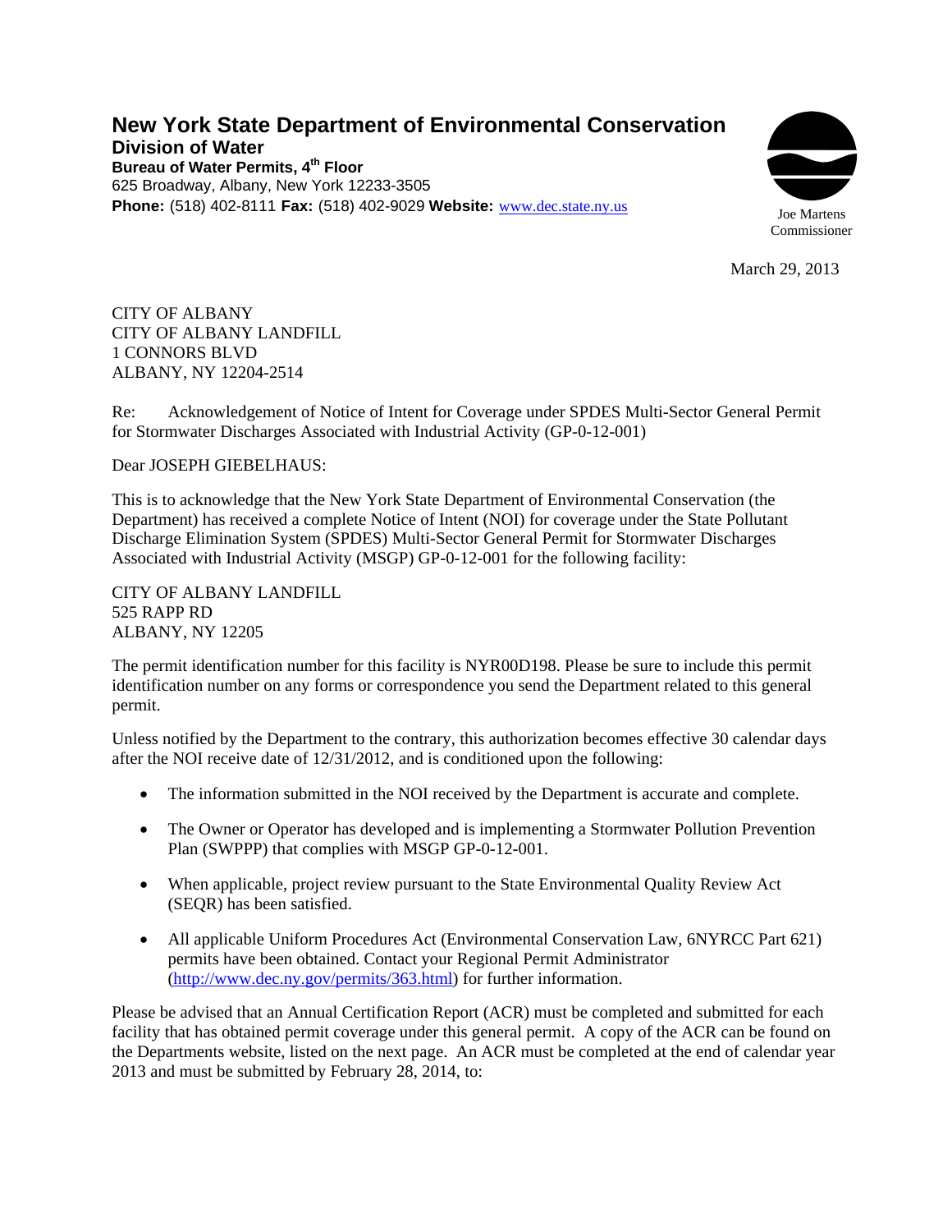# New York State Department of Environmental Conservation

**Division of Water**

**Bureau of Water Permits, 4th Floor**

625 Broadway, Albany, New York 12233-3505

**Phone:** (518) 402-8111 **Fax:** (518) 402-9029 **Website:** [www.dec.state.ny.us](http://www.dec.state.ny.us)

Joe Martens
Commissioner

March 29, 2013

CITY OF ALBANY
CITY OF ALBANY LANDFILL
1 CONNORS BLVD
ALBANY, NY 12204-2514

Re: Acknowledgement of Notice of Intent for Coverage under SPDES Multi-Sector General Permit for Stormwater Discharges Associated with Industrial Activity (GP-0-12-001)

Dear JOSEPH GIEBELHAUS:

This is to acknowledge that the New York State Department of Environmental Conservation (the Department) has received a complete Notice of Intent (NOI) for coverage under the State Pollutant Discharge Elimination System (SPDES) Multi-Sector General Permit for Stormwater Discharges Associated with Industrial Activity (MSGP) GP-0-12-001 for the following facility:

CITY OF ALBANY LANDFILL
525 RAPP RD
ALBANY, NY 12205

The permit identification number for this facility is NYR00D198. Please be sure to include this permit identification number on any forms or correspondence you send the Department related to this general permit.

Unless notified by the Department to the contrary, this authorization becomes effective 30 calendar days after the NOI receive date of 12/31/2012, and is conditioned upon the following:

- The information submitted in the NOI received by the Department is accurate and complete.
- The Owner or Operator has developed and is implementing a Stormwater Pollution Prevention Plan (SWPPP) that complies with MSGP GP-0-12-001.
- When applicable, project review pursuant to the State Environmental Quality Review Act (SEQR) has been satisfied.
- All applicable Uniform Procedures Act (Environmental Conservation Law, 6NYRCC Part 621) permits have been obtained. Contact your Regional Permit Administrator ([http://www.dec.ny.gov/permits/363.html](http://www.dec.ny.gov/permits/363.html)) for further information.

Please be advised that an Annual Certification Report (ACR) must be completed and submitted for each facility that has obtained permit coverage under this general permit. A copy of the ACR can be found on the Departments website, listed on the next page. An ACR must be completed at the end of calendar year 2013 and must be submitted by February 28, 2014, to: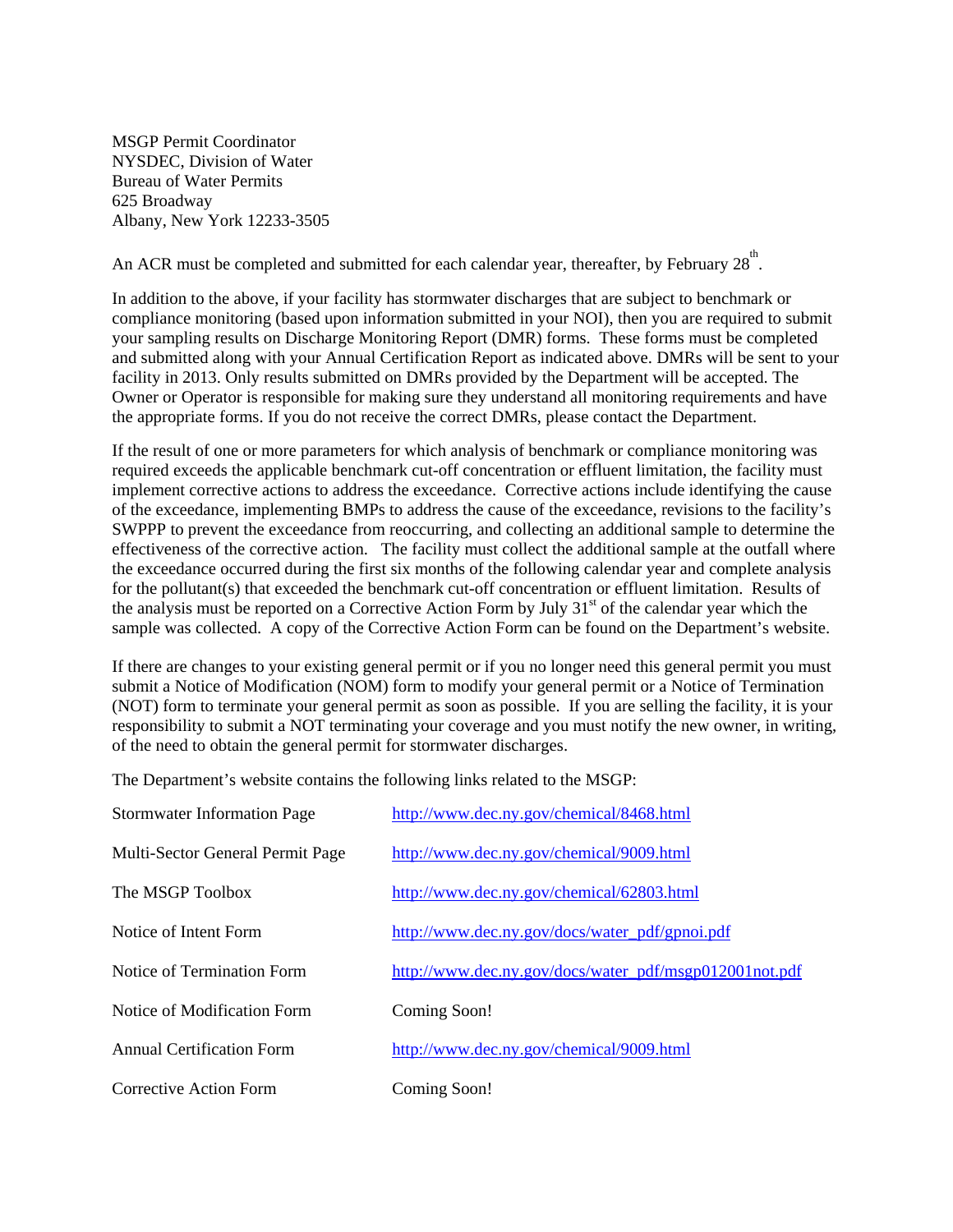MSGP Permit Coordinator
NYSDEC, Division of Water
Bureau of Water Permits
625 Broadway
Albany, New York 12233-3505

An ACR must be completed and submitted for each calendar year, thereafter, by February 28th.

In addition to the above, if your facility has stormwater discharges that are subject to benchmark or compliance monitoring (based upon information submitted in your NOI), then you are required to submit your sampling results on Discharge Monitoring Report (DMR) forms. These forms must be completed and submitted along with your Annual Certification Report as indicated above. DMRs will be sent to your facility in 2013. Only results submitted on DMRs provided by the Department will be accepted. The Owner or Operator is responsible for making sure they understand all monitoring requirements and have the appropriate forms. If you do not receive the correct DMRs, please contact the Department.

If the result of one or more parameters for which analysis of benchmark or compliance monitoring was required exceeds the applicable benchmark cut-off concentration or effluent limitation, the facility must implement corrective actions to address the exceedance. Corrective actions include identifying the cause of the exceedance, implementing BMPs to address the cause of the exceedance, revisions to the facility's SWPPP to prevent the exceedance from reoccurring, and collecting an additional sample to determine the effectiveness of the corrective action. The facility must collect the additional sample at the outfall where the exceedance occurred during the first six months of the following calendar year and complete analysis for the pollutant(s) that exceeded the benchmark cut-off concentration or effluent limitation. Results of the analysis must be reported on a Corrective Action Form by July 31st of the calendar year which the sample was collected. A copy of the Corrective Action Form can be found on the Department's website.

If there are changes to your existing general permit or if you no longer need this general permit you must submit a Notice of Modification (NOM) form to modify your general permit or a Notice of Termination (NOT) form to terminate your general permit as soon as possible. If you are selling the facility, it is your responsibility to submit a NOT terminating your coverage and you must notify the new owner, in writing, of the need to obtain the general permit for stormwater discharges.

The Department's website contains the following links related to the MSGP:

| | |
|---|---|
| Stormwater Information Page | http://www.dec.ny.gov/chemical/8468.html |
| Multi-Sector General Permit Page | http://www.dec.ny.gov/chemical/9009.html |
| The MSGP Toolbox | http://www.dec.ny.gov/chemical/62803.html |
| Notice of Intent Form | http://www.dec.ny.gov/docs/water_pdf/gpnoi.pdf |
| Notice of Termination Form | http://www.dec.ny.gov/docs/water_pdf/msgp012001not.pdf |
| Notice of Modification Form | Coming Soon! |
| Annual Certification Form | http://www.dec.ny.gov/chemical/9009.html |
| Corrective Action Form | Coming Soon! |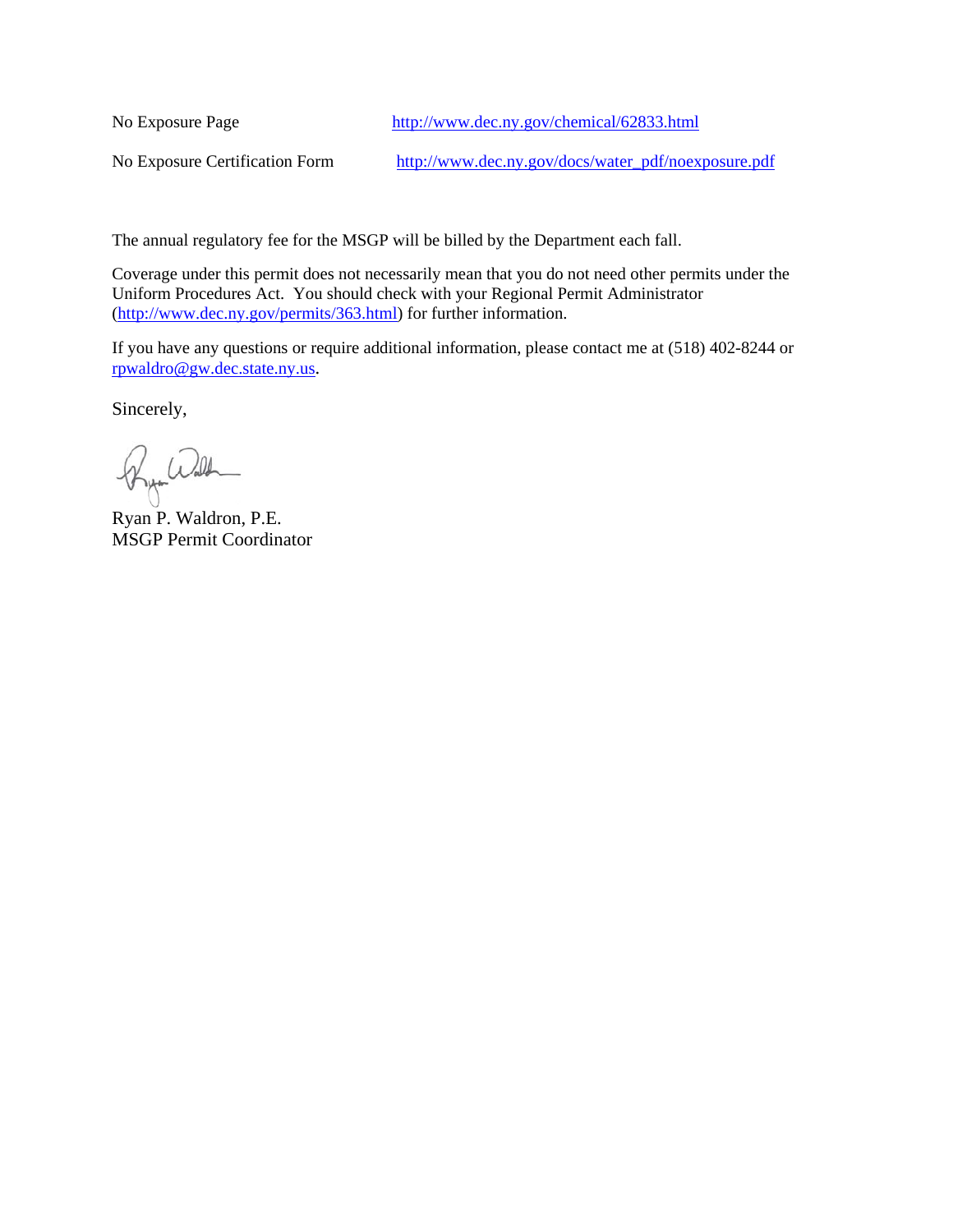No Exposure Page http://www.dec.ny.gov/chemical/62833.html

No Exposure Certification Form http://www.dec.ny.gov/docs/water_pdf/noexposure.pdf

The annual regulatory fee for the MSGP will be billed by the Department each fall.

Coverage under this permit does not necessarily mean that you do not need other permits under the Uniform Procedures Act. You should check with your Regional Permit Administrator (http://www.dec.ny.gov/permits/363.html) for further information.

If you have any questions or require additional information, please contact me at (518) 402-8244 or rpwaldro@gw.dec.state.ny.us.

Sincerely,

Ryan P. Waldron, P.E.
MSGP Permit Coordinator